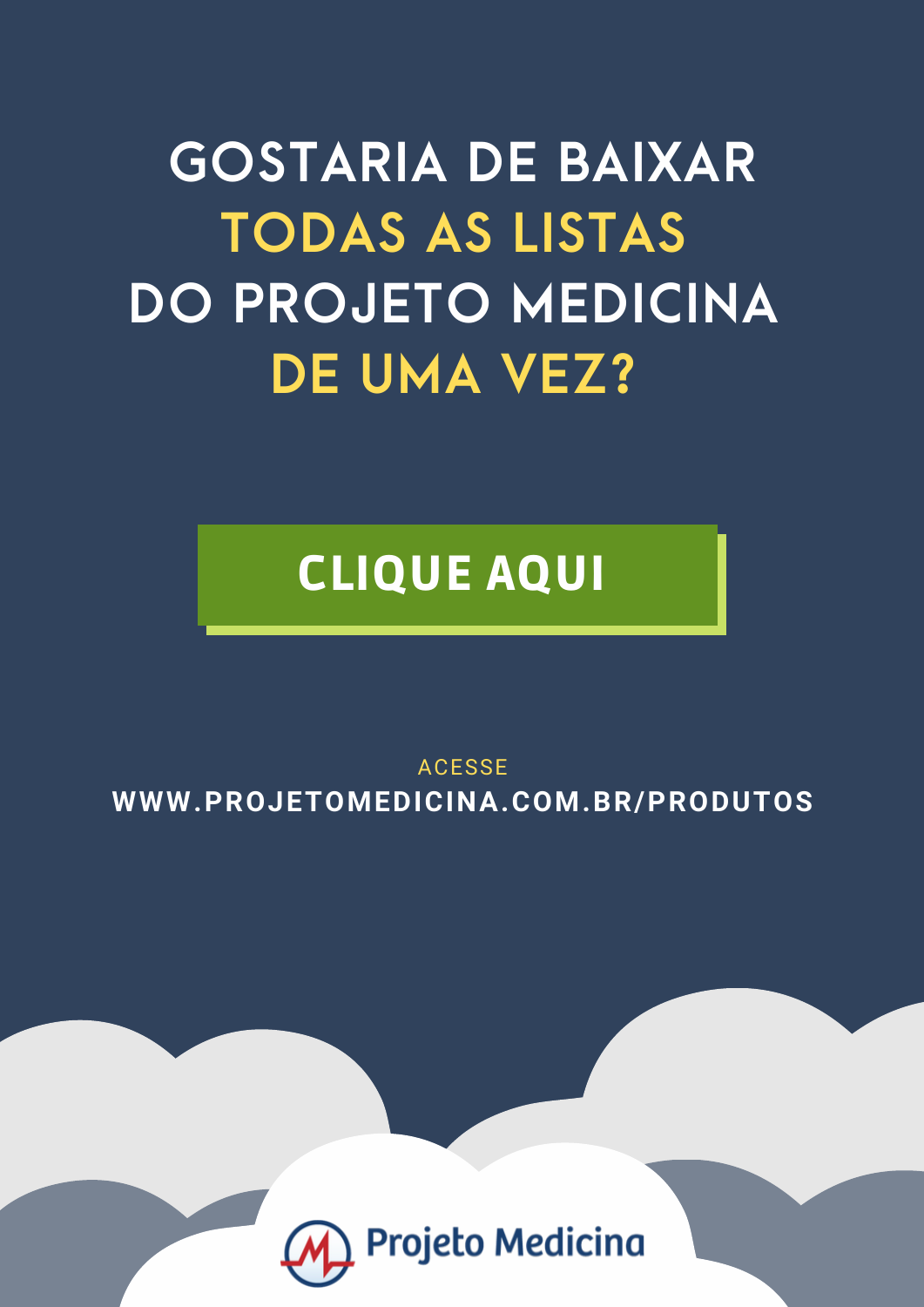# GOSTARIA DE BAIXAR TODAS AS LISTAS DO PROJETO MEDICINA DE UMA VEZ?

**CLIQUE AQUI**

ACESSE

**WWW.PROJETOMEDICINA.COM.BR/PRODUTOS**

Projeto Medicina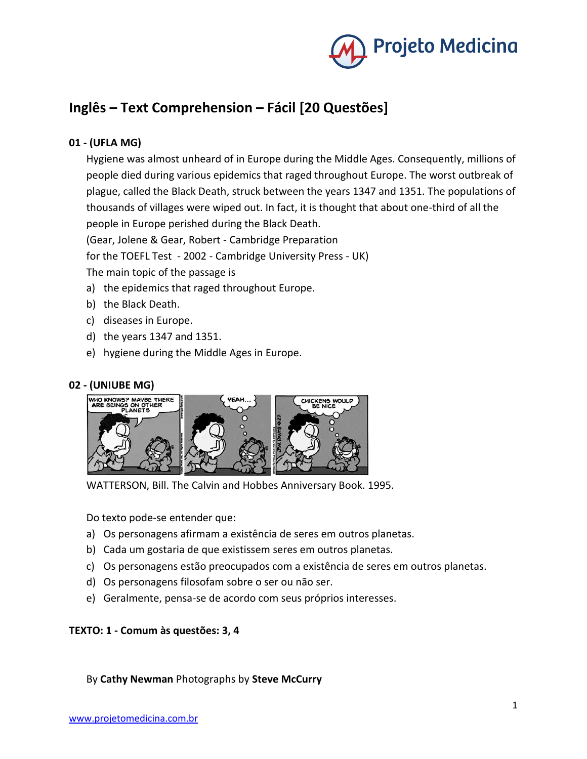# Inglês – Text Comprehension – Fácil [20 Questões]

**01 - (UFLA MG)**

Hygiene was almost unheard of in Europe during the Middle Ages. Consequently, millions of people died during various epidemics that raged throughout Europe. The worst outbreak of plague, called the Black Death, struck between the years 1347 and 1351. The populations of thousands of villages were wiped out. In fact, it is thought that about one-third of all the people in Europe perished during the Black Death.

(Gear, Jolene & Gear, Robert - Cambridge Preparation for the TOEFL Test - 2002 - Cambridge University Press - UK)

The main topic of the passage is

a) the epidemics that raged throughout Europe.
b) the Black Death.
c) diseases in Europe.
d) the years 1347 and 1351.
e) hygiene during the Middle Ages in Europe.

**02 - (UNIUBE MG)**

WATTERSON, Bill. The Calvin and Hobbes Anniversary Book. 1995.

Do texto pode-se entender que:

a) Os personagens afirmam a existência de seres em outros planetas.
b) Cada um gostaria de que existissem seres em outros planetas.
c) Os personagens estão preocupados com a existência de seres em outros planetas.
d) Os personagens filosofam sobre o ser ou não ser.
e) Geralmente, pensa-se de acordo com seus próprios interesses.

**TEXTO: 1 - Comum às questões: 3, 4**

By **Cathy Newman** Photographs by **Steve McCurry**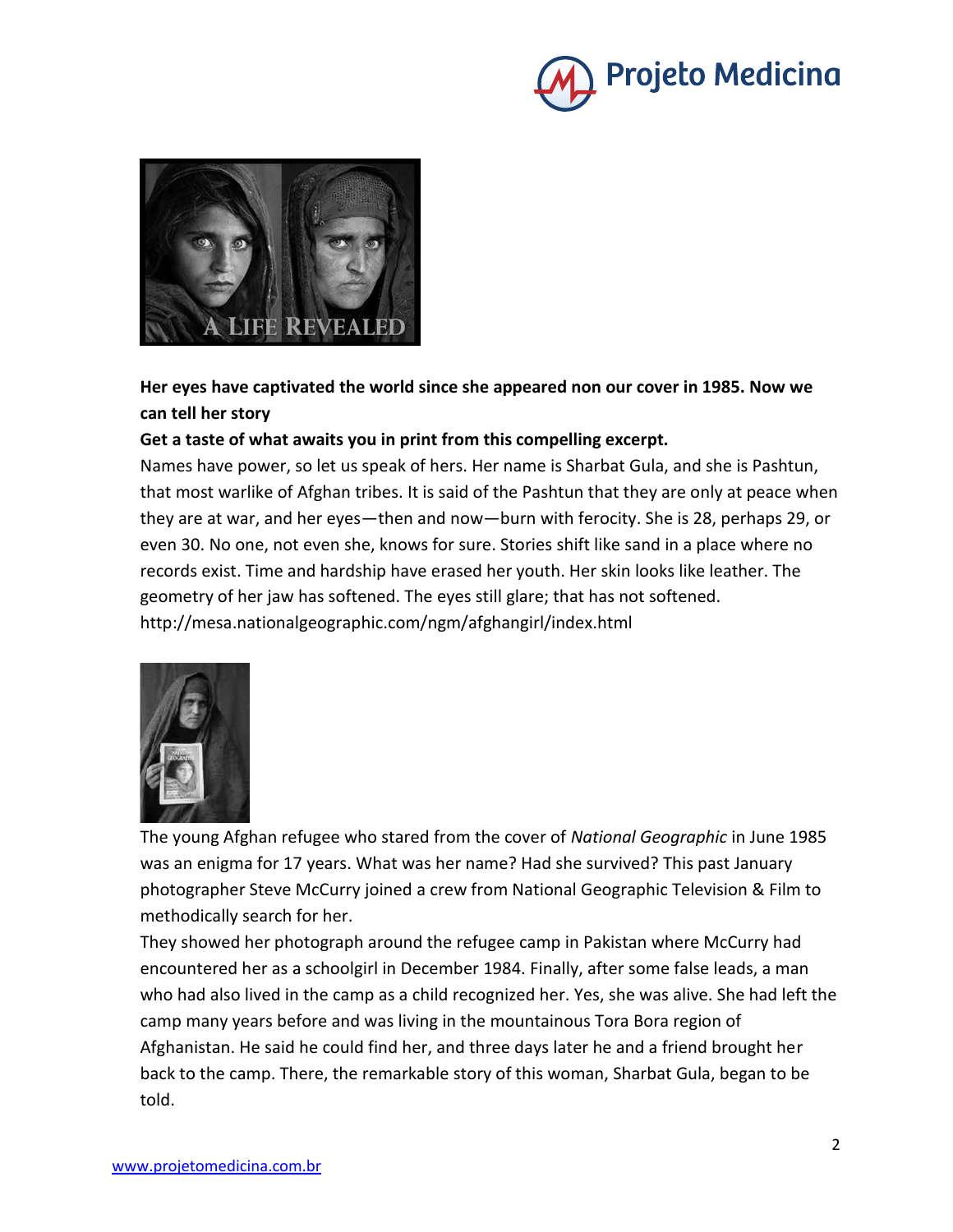**Her eyes have captivated the world since she appeared non our cover in 1985. Now we can tell her story**

**Get a taste of what awaits you in print from this compelling excerpt.**

Names have power, so let us speak of hers. Her name is Sharbat Gula, and she is Pashtun, that most warlike of Afghan tribes. It is said of the Pashtun that they are only at peace when they are at war, and her eyes—then and now—burn with ferocity. She is 28, perhaps 29, or even 30. No one, not even she, knows for sure. Stories shift like sand in a place where no records exist. Time and hardship have erased her youth. Her skin looks like leather. The geometry of her jaw has softened. The eyes still glare; that has not softened.
http://mesa.nationalgeographic.com/ngm/afghangirl/index.html

The young Afghan refugee who stared from the cover of *National Geographic* in June 1985 was an enigma for 17 years. What was her name? Had she survived? This past January photographer Steve McCurry joined a crew from National Geographic Television & Film to methodically search for her.

They showed her photograph around the refugee camp in Pakistan where McCurry had encountered her as a schoolgirl in December 1984. Finally, after some false leads, a man who had also lived in the camp as a child recognized her. Yes, she was alive. She had left the camp many years before and was living in the mountainous Tora Bora region of Afghanistan. He said he could find her, and three days later he and a friend brought her back to the camp. There, the remarkable story of this woman, Sharbat Gula, began to be told.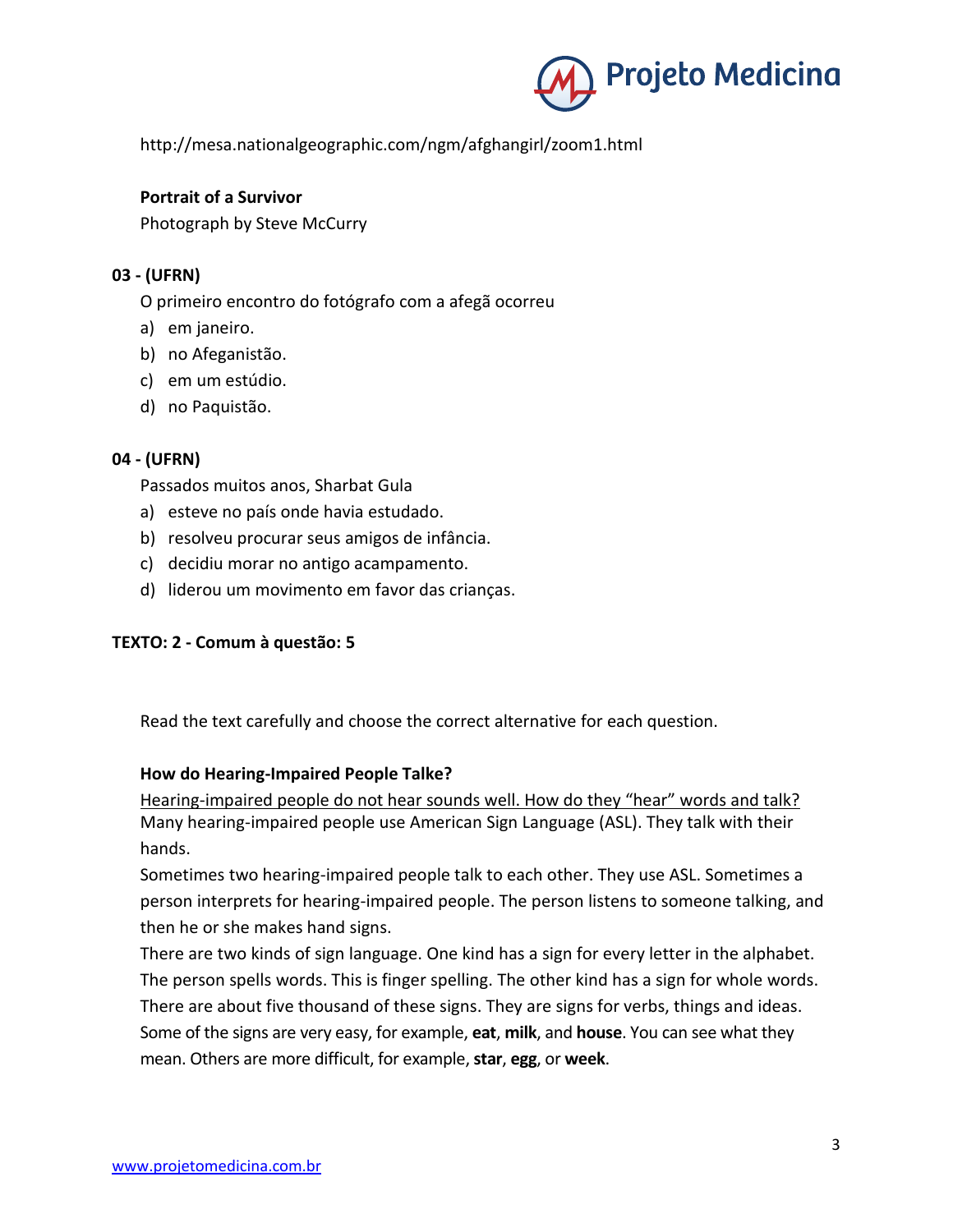http://mesa.nationalgeographic.com/ngm/afghangirl/zoom1.html

**Portrait of a Survivor**

Photograph by Steve McCurry

**03 - (UFRN)**

O primeiro encontro do fotógrafo com a afegã ocorreu

a) em janeiro.
b) no Afeganistão.
c) em um estúdio.
d) no Paquistão.

**04 - (UFRN)**

Passados muitos anos, Sharbat Gula

a) esteve no país onde havia estudado.
b) resolveu procurar seus amigos de infância.
c) decidiu morar no antigo acampamento.
d) liderou um movimento em favor das crianças.

**TEXTO: 2 - Comum à questão: 5**

Read the text carefully and choose the correct alternative for each question.

**How do Hearing-Impaired People Talke?**

<u>Hearing-impaired people do not hear sounds well. How do they "hear" words and talk?</u>
Many hearing-impaired people use American Sign Language (ASL). They talk with their hands.

Sometimes two hearing-impaired people talk to each other. They use ASL. Sometimes a person interprets for hearing-impaired people. The person listens to someone talking, and then he or she makes hand signs.

There are two kinds of sign language. One kind has a sign for every letter in the alphabet. The person spells words. This is finger spelling. The other kind has a sign for whole words. There are about five thousand of these signs. They are signs for verbs, things and ideas. Some of the signs are very easy, for example, **eat**, **milk**, and **house**. You can see what they mean. Others are more difficult, for example, **star**, **egg**, or **week**.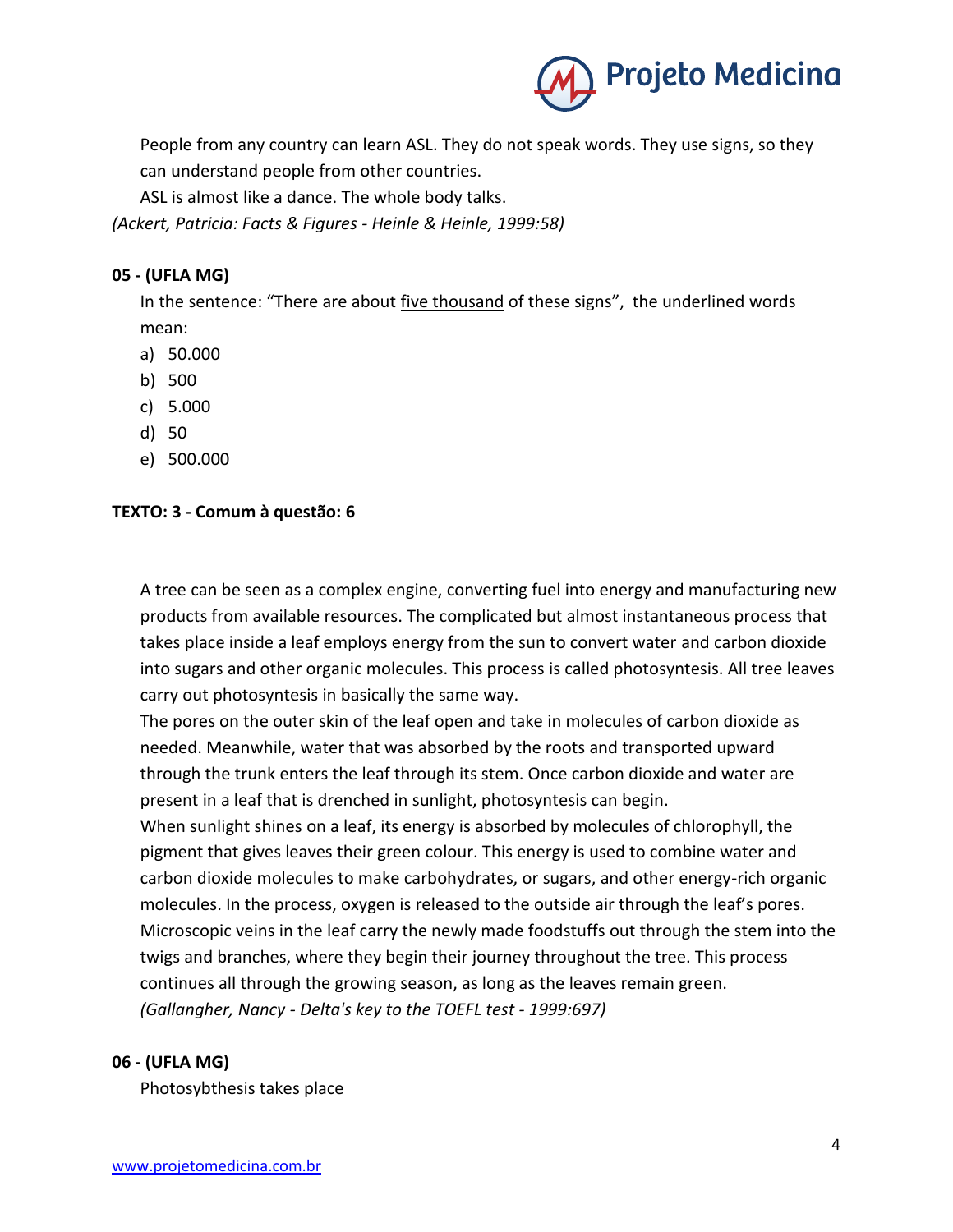People from any country can learn ASL. They do not speak words. They use signs, so they can understand people from other countries.

ASL is almost like a dance. The whole body talks.

*(Ackert, Patricia: Facts & Figures - Heinle & Heinle, 1999:58)*

**05 - (UFLA MG)**

In the sentence: "There are about <u>five thousand</u> of these signs", the underlined words mean:

a) 50.000
b) 500
c) 5.000
d) 50
e) 500.000

**TEXTO: 3 - Comum à questão: 6**

A tree can be seen as a complex engine, converting fuel into energy and manufacturing new products from available resources. The complicated but almost instantaneous process that takes place inside a leaf employs energy from the sun to convert water and carbon dioxide into sugars and other organic molecules. This process is called photosyntesis. All tree leaves carry out photosyntesis in basically the same way.

The pores on the outer skin of the leaf open and take in molecules of carbon dioxide as needed. Meanwhile, water that was absorbed by the roots and transported upward through the trunk enters the leaf through its stem. Once carbon dioxide and water are present in a leaf that is drenched in sunlight, photosyntesis can begin.

When sunlight shines on a leaf, its energy is absorbed by molecules of chlorophyll, the pigment that gives leaves their green colour. This energy is used to combine water and carbon dioxide molecules to make carbohydrates, or sugars, and other energy-rich organic molecules. In the process, oxygen is released to the outside air through the leaf's pores. Microscopic veins in the leaf carry the newly made foodstuffs out through the stem into the twigs and branches, where they begin their journey throughout the tree. This process continues all through the growing season, as long as the leaves remain green.

*(Gallangher, Nancy - Delta's key to the TOEFL test - 1999:697)*

**06 - (UFLA MG)**

Photosybthesis takes place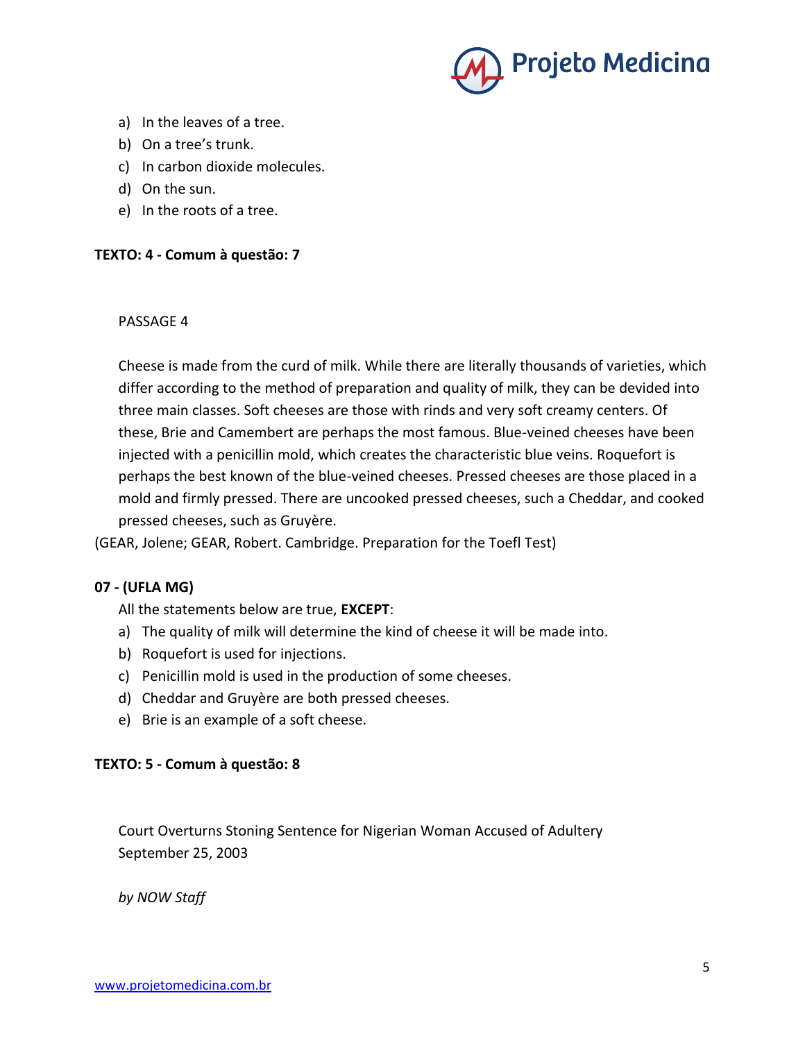a) In the leaves of a tree.
b) On a tree's trunk.
c) In carbon dioxide molecules.
d) On the sun.
e) In the roots of a tree.

**TEXTO: 4 - Comum à questão: 7**

PASSAGE 4

Cheese is made from the curd of milk. While there are literally thousands of varieties, which differ according to the method of preparation and quality of milk, they can be devided into three main classes. Soft cheeses are those with rinds and very soft creamy centers. Of these, Brie and Camembert are perhaps the most famous. Blue-veined cheeses have been injected with a penicillin mold, which creates the characteristic blue veins. Roquefort is perhaps the best known of the blue-veined cheeses. Pressed cheeses are those placed in a mold and firmly pressed. There are uncooked pressed cheeses, such a Cheddar, and cooked pressed cheeses, such as Gruyère.

(GEAR, Jolene; GEAR, Robert. Cambridge. Preparation for the Toefl Test)

**07 - (UFLA MG)**

All the statements below are true, **EXCEPT**:

a) The quality of milk will determine the kind of cheese it will be made into.
b) Roquefort is used for injections.
c) Penicillin mold is used in the production of some cheeses.
d) Cheddar and Gruyère are both pressed cheeses.
e) Brie is an example of a soft cheese.

**TEXTO: 5 - Comum à questão: 8**

Court Overturns Stoning Sentence for Nigerian Woman Accused of Adultery
September 25, 2003

*by NOW Staff*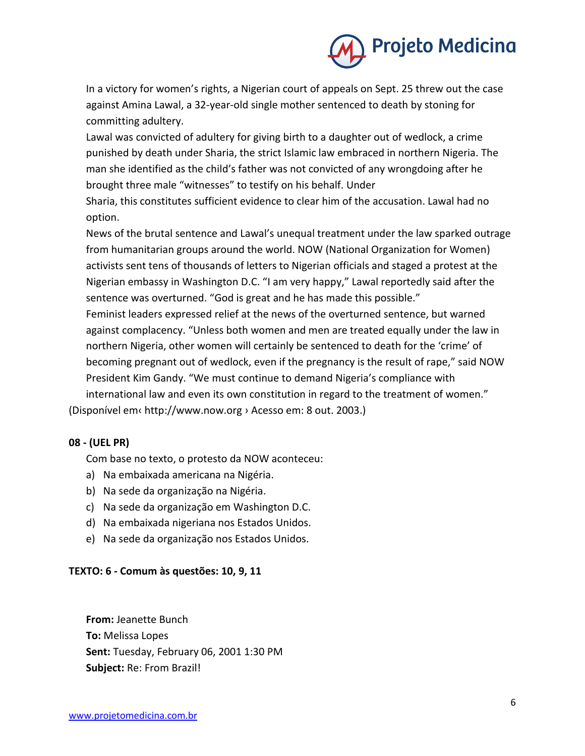In a victory for women's rights, a Nigerian court of appeals on Sept. 25 threw out the case against Amina Lawal, a 32-year-old single mother sentenced to death by stoning for committing adultery.

Lawal was convicted of adultery for giving birth to a daughter out of wedlock, a crime punished by death under Sharia, the strict Islamic law embraced in northern Nigeria. The man she identified as the child's father was not convicted of any wrongdoing after he brought three male "witnesses" to testify on his behalf. Under Sharia, this constitutes sufficient evidence to clear him of the accusation. Lawal had no option.

News of the brutal sentence and Lawal's unequal treatment under the law sparked outrage from humanitarian groups around the world. NOW (National Organization for Women) activists sent tens of thousands of letters to Nigerian officials and staged a protest at the Nigerian embassy in Washington D.C. "I am very happy," Lawal reportedly said after the sentence was overturned. "God is great and he has made this possible."

Feminist leaders expressed relief at the news of the overturned sentence, but warned against complacency. "Unless both women and men are treated equally under the law in northern Nigeria, other women will certainly be sentenced to death for the 'crime' of becoming pregnant out of wedlock, even if the pregnancy is the result of rape," said NOW President Kim Gandy. "We must continue to demand Nigeria's compliance with international law and even its own constitution in regard to the treatment of women."

(Disponível em‹ http://www.now.org › Acesso em: 8 out. 2003.)

**08 - (UEL PR)**

Com base no texto, o protesto da NOW aconteceu:

a) Na embaixada americana na Nigéria.
b) Na sede da organização na Nigéria.
c) Na sede da organização em Washington D.C.
d) Na embaixada nigeriana nos Estados Unidos.
e) Na sede da organização nos Estados Unidos.

**TEXTO: 6 - Comum às questões: 10, 9, 11**

**From:** Jeanette Bunch
**To:** Melissa Lopes
**Sent:** Tuesday, February 06, 2001 1:30 PM
**Subject:** Re: From Brazil!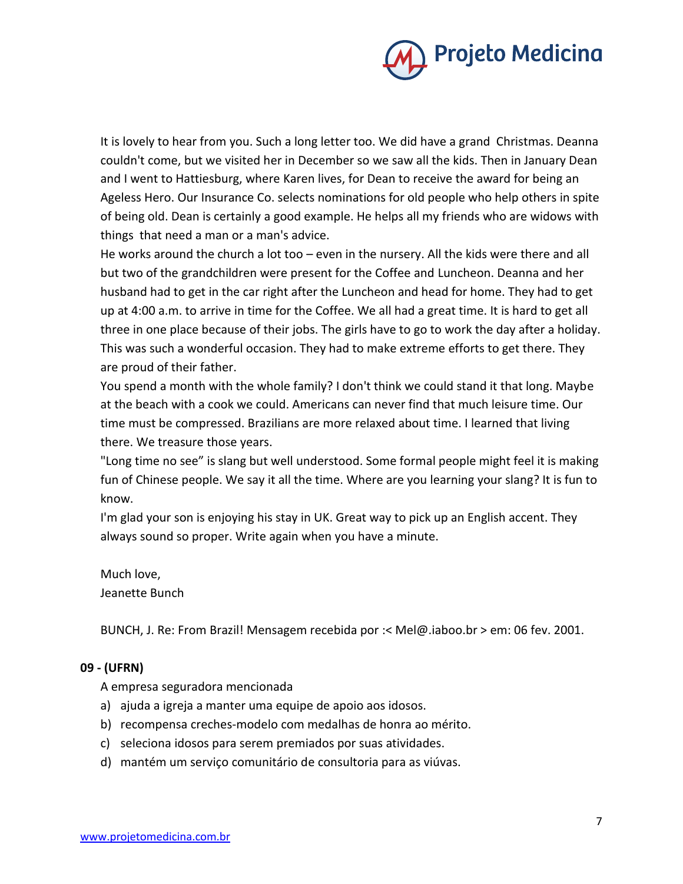It is lovely to hear from you. Such a long letter too. We did have a grand Christmas. Deanna couldn't come, but we visited her in December so we saw all the kids. Then in January Dean and I went to Hattiesburg, where Karen lives, for Dean to receive the award for being an Ageless Hero. Our Insurance Co. selects nominations for old people who help others in spite of being old. Dean is certainly a good example. He helps all my friends who are widows with things that need a man or a man's advice.

He works around the church a lot too – even in the nursery. All the kids were there and all but two of the grandchildren were present for the Coffee and Luncheon. Deanna and her husband had to get in the car right after the Luncheon and head for home. They had to get up at 4:00 a.m. to arrive in time for the Coffee. We all had a great time. It is hard to get all three in one place because of their jobs. The girls have to go to work the day after a holiday. This was such a wonderful occasion. They had to make extreme efforts to get there. They are proud of their father.

You spend a month with the whole family? I don't think we could stand it that long. Maybe at the beach with a cook we could. Americans can never find that much leisure time. Our time must be compressed. Brazilians are more relaxed about time. I learned that living there. We treasure those years.

"Long time no see" is slang but well understood. Some formal people might feel it is making fun of Chinese people. We say it all the time. Where are you learning your slang? It is fun to know.

I'm glad your son is enjoying his stay in UK. Great way to pick up an English accent. They always sound so proper. Write again when you have a minute.

Much love,
Jeanette Bunch

BUNCH, J. Re: From Brazil! Mensagem recebida por :< Mel@.iaboo.br > em: 06 fev. 2001.

**09 - (UFRN)**

A empresa seguradora mencionada

a) ajuda a igreja a manter uma equipe de apoio aos idosos.
b) recompensa creches-modelo com medalhas de honra ao mérito.
c) seleciona idosos para serem premiados por suas atividades.
d) mantém um serviço comunitário de consultoria para as viúvas.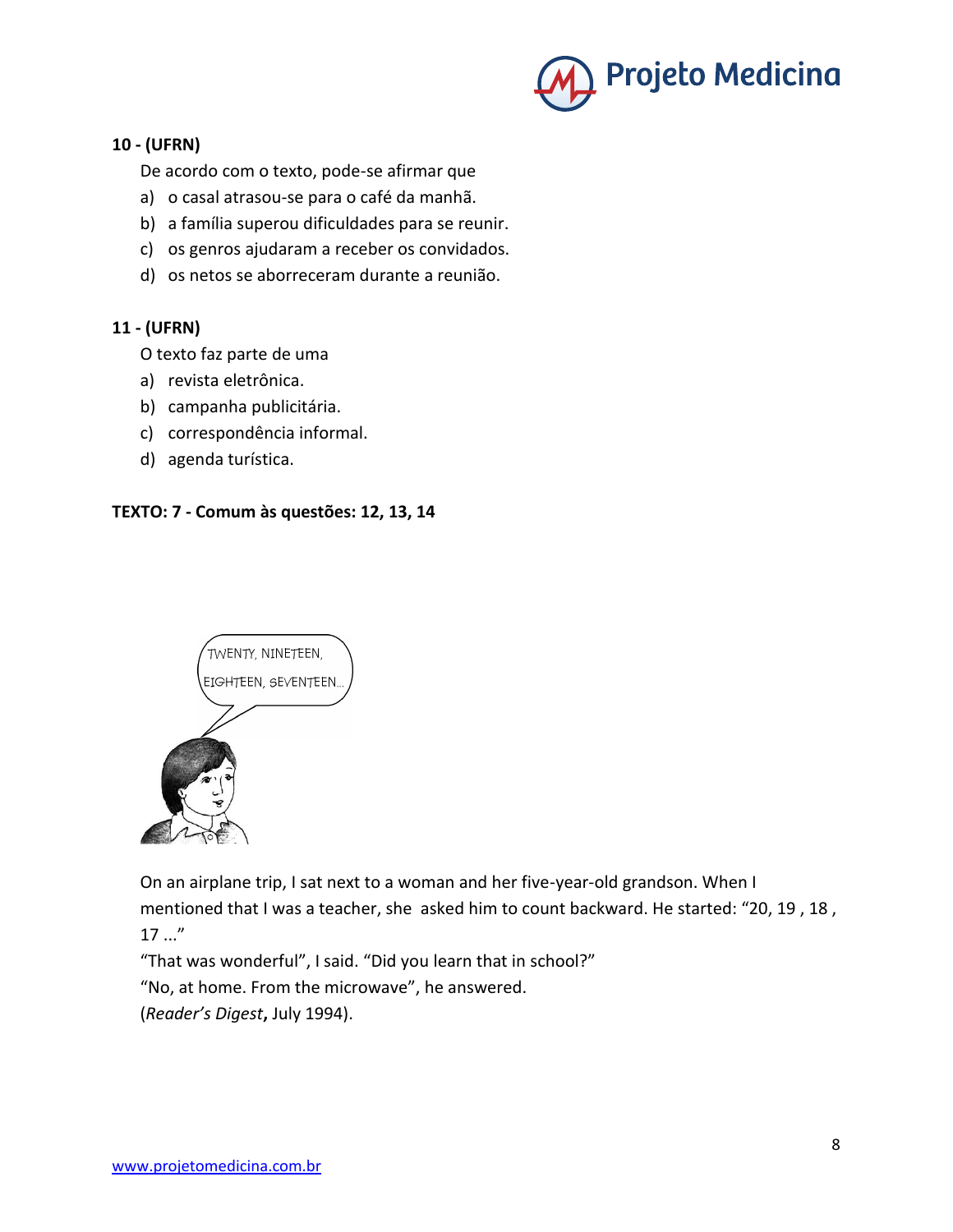**10 - (UFRN)**

De acordo com o texto, pode-se afirmar que

a) o casal atrasou-se para o café da manhã.
b) a família superou dificuldades para se reunir.
c) os genros ajudaram a receber os convidados.
d) os netos se aborreceram durante a reunião.

**11 - (UFRN)**

O texto faz parte de uma

a) revista eletrônica.
b) campanha publicitária.
c) correspondência informal.
d) agenda turística.

**TEXTO: 7 - Comum às questões: 12, 13, 14**

TWENTY, NINETEEN, EIGHTEEN, SEVENTEEN...

On an airplane trip, I sat next to a woman and her five-year-old grandson. When I mentioned that I was a teacher, she asked him to count backward. He started: "20, 19 , 18 , 17 ..."

"That was wonderful", I said. "Did you learn that in school?"

"No, at home. From the microwave", he answered.

(*Reader's Digest***,** July 1994).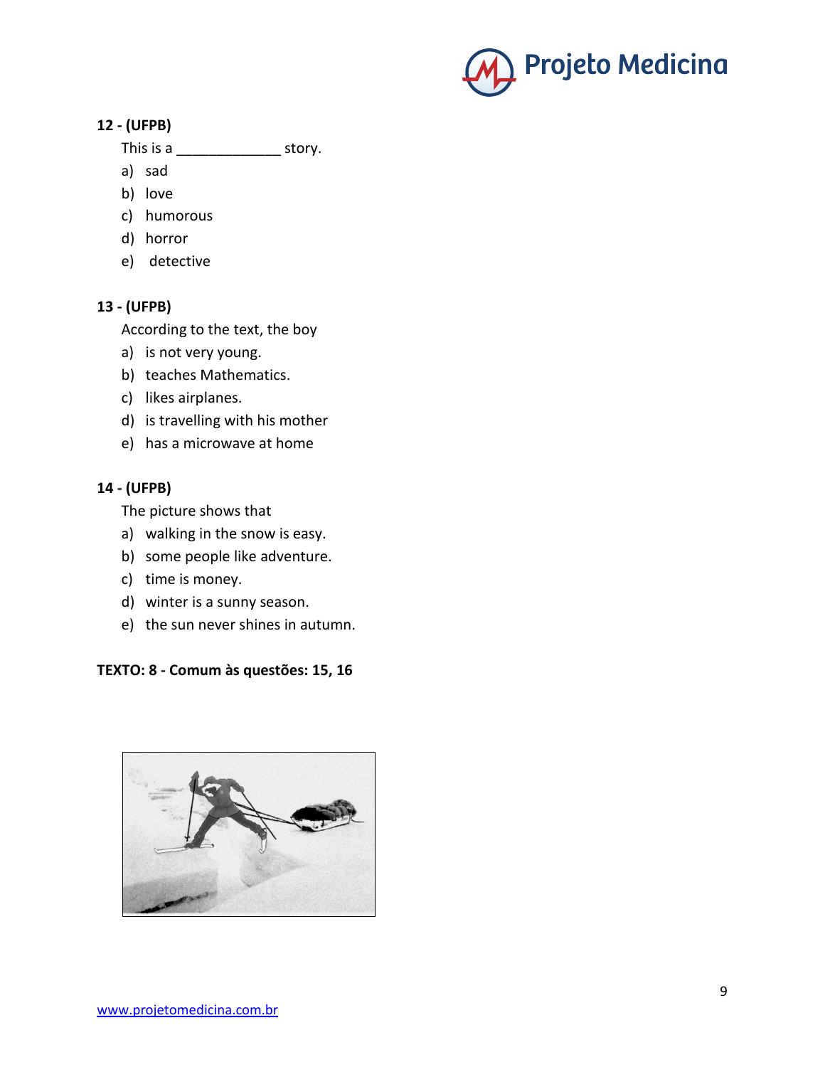**12 - (UFPB)**

This is a _____________ story.

a) sad
b) love
c) humorous
d) horror
e) detective

**13 - (UFPB)**

According to the text, the boy

a) is not very young.
b) teaches Mathematics.
c) likes airplanes.
d) is travelling with his mother
e) has a microwave at home

**14 - (UFPB)**

The picture shows that

a) walking in the snow is easy.
b) some people like adventure.
c) time is money.
d) winter is a sunny season.
e) the sun never shines in autumn.

**TEXTO: 8 - Comum às questões: 15, 16**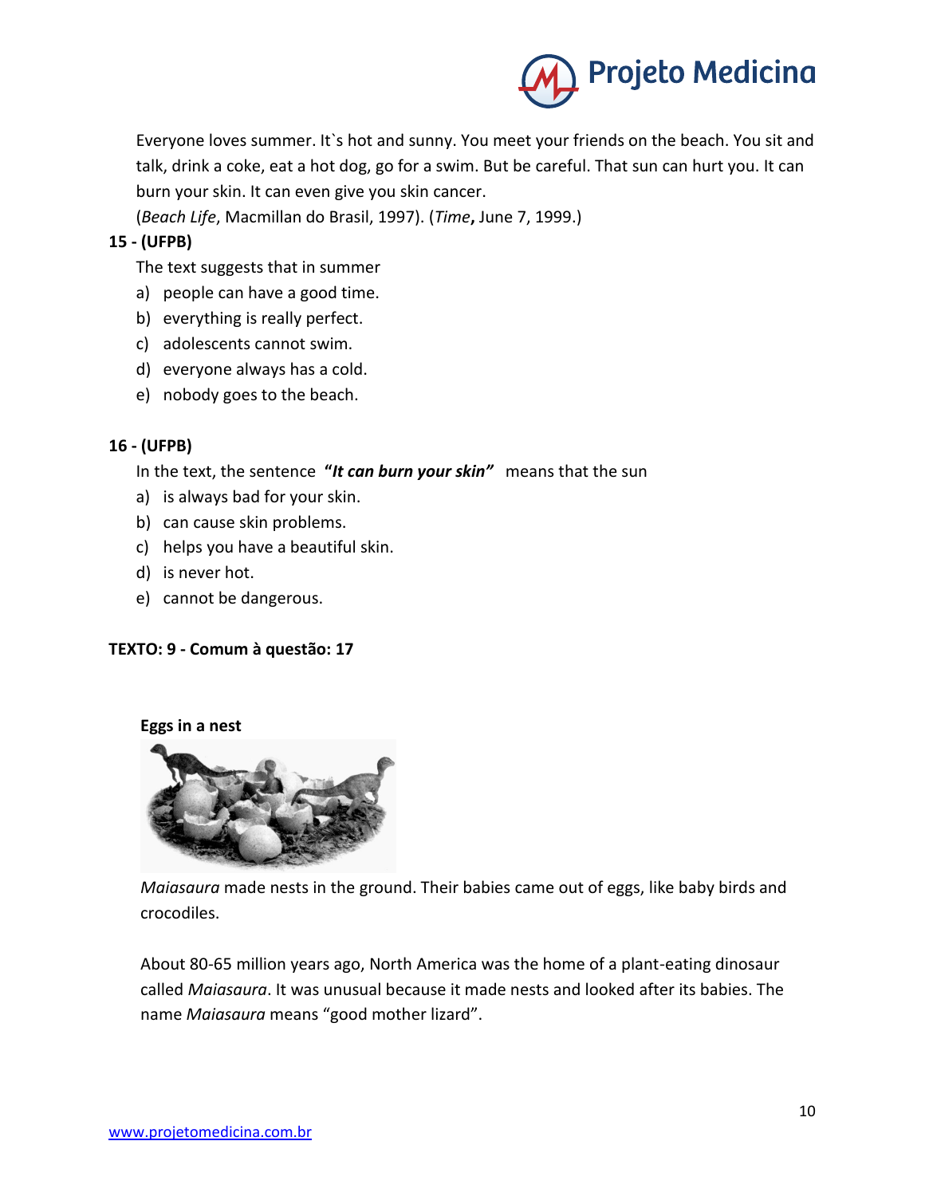Everyone loves summer. It`s hot and sunny. You meet your friends on the beach. You sit and talk, drink a coke, eat a hot dog, go for a swim. But be careful. That sun can hurt you. It can burn your skin. It can even give you skin cancer.

(*Beach Life*, Macmillan do Brasil, 1997). (*Time***,** June 7, 1999.)

**15 - (UFPB)**

The text suggests that in summer

a) people can have a good time.
b) everything is really perfect.
c) adolescents cannot swim.
d) everyone always has a cold.
e) nobody goes to the beach.

**16 - (UFPB)**

In the text, the sentence **"*It can burn your skin*"** means that the sun

a) is always bad for your skin.
b) can cause skin problems.
c) helps you have a beautiful skin.
d) is never hot.
e) cannot be dangerous.

**TEXTO: 9 - Comum à questão: 17**

**Eggs in a nest**

*Maiasaura* made nests in the ground. Their babies came out of eggs, like baby birds and crocodiles.

About 80-65 million years ago, North America was the home of a plant-eating dinosaur called *Maiasaura*. It was unusual because it made nests and looked after its babies. The name *Maiasaura* means "good mother lizard".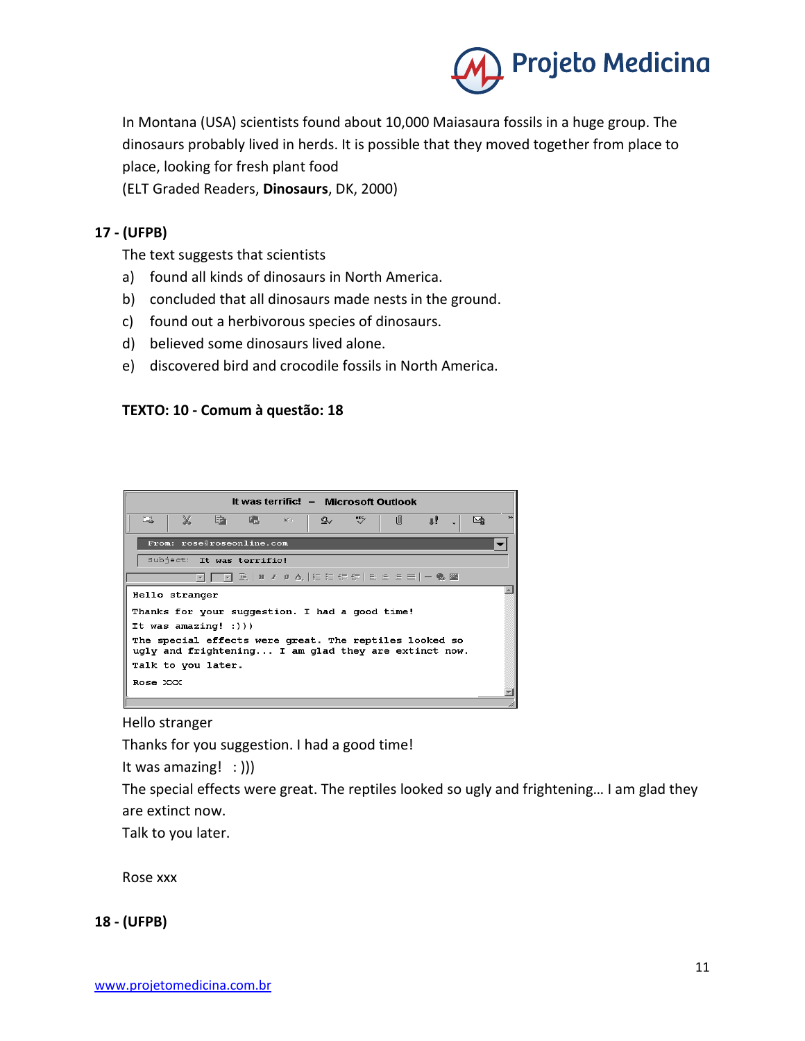In Montana (USA) scientists found about 10,000 Maiasaura fossils in a huge group. The dinosaurs probably lived in herds. It is possible that they moved together from place to place, looking for fresh plant food

(ELT Graded Readers, **Dinosaurs**, DK, 2000)

**17 - (UFPB)**

The text suggests that scientists

a) found all kinds of dinosaurs in North America.
b) concluded that all dinosaurs made nests in the ground.
c) found out a herbivorous species of dinosaurs.
d) believed some dinosaurs lived alone.
e) discovered bird and crocodile fossils in North America.

**TEXTO: 10 - Comum à questão: 18**

It was terrific! – Microsoft Outlook

From: rose@roseonline.com

Subject: It was terrific!

Hello stranger

Thanks for your suggestion. I had a good time!

It was amazing! :)))

The special effects were great. The reptiles looked so ugly and frightening... I am glad they are extinct now.

Talk to you later.

Rose XXX

Hello stranger

Thanks for you suggestion. I had a good time!

It was amazing! :)))

The special effects were great. The reptiles looked so ugly and frightening… I am glad they are extinct now.

Talk to you later.

Rose xxx

**18 - (UFPB)**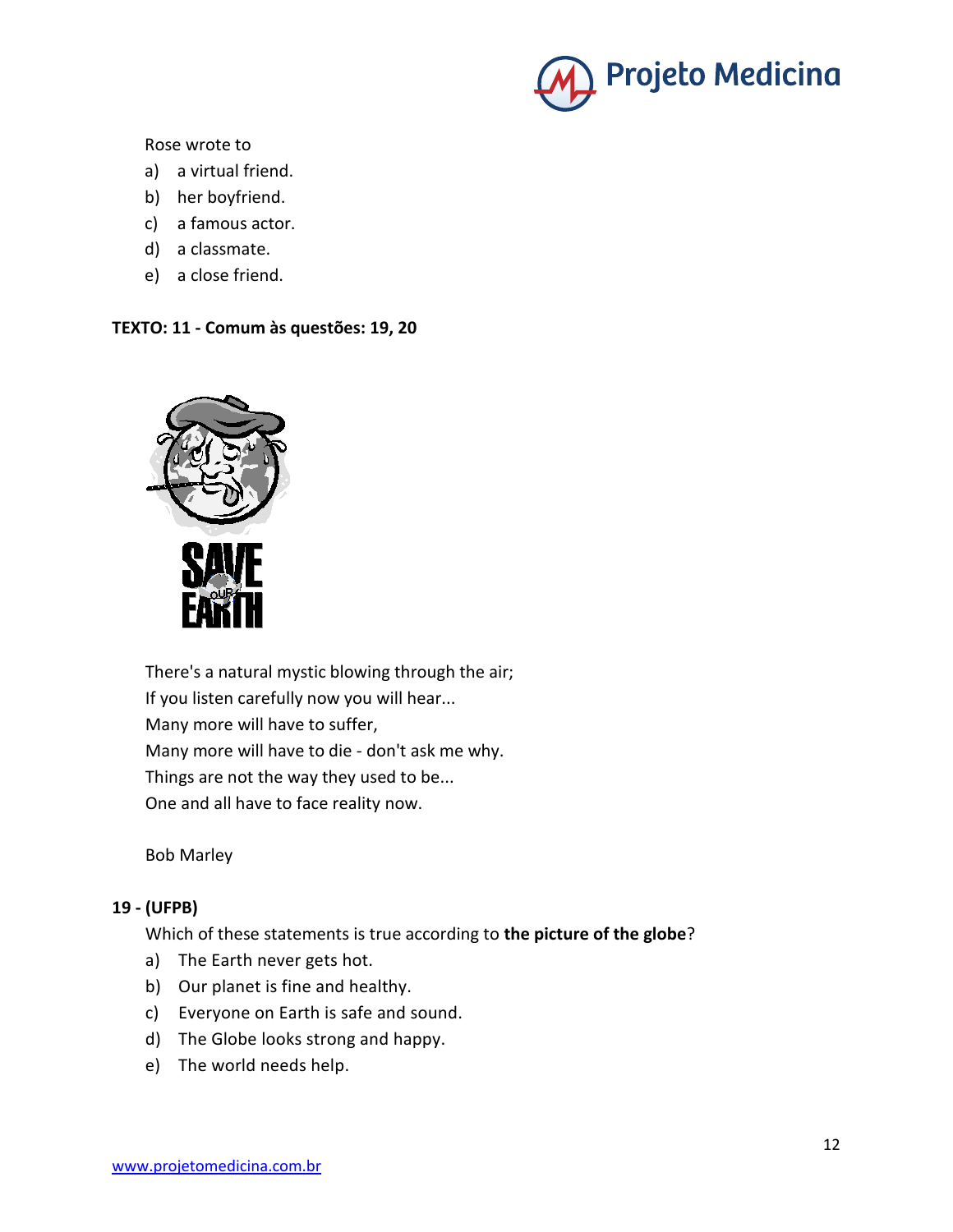Rose wrote to

a) a virtual friend.
b) her boyfriend.
c) a famous actor.
d) a classmate.
e) a close friend.

**TEXTO: 11 - Comum às questões: 19, 20**

There's a natural mystic blowing through the air;
If you listen carefully now you will hear...
Many more will have to suffer,
Many more will have to die - don't ask me why.
Things are not the way they used to be...
One and all have to face reality now.

Bob Marley

**19 - (UFPB)**

Which of these statements is true according to **the picture of the globe**?

a) The Earth never gets hot.
b) Our planet is fine and healthy.
c) Everyone on Earth is safe and sound.
d) The Globe looks strong and happy.
e) The world needs help.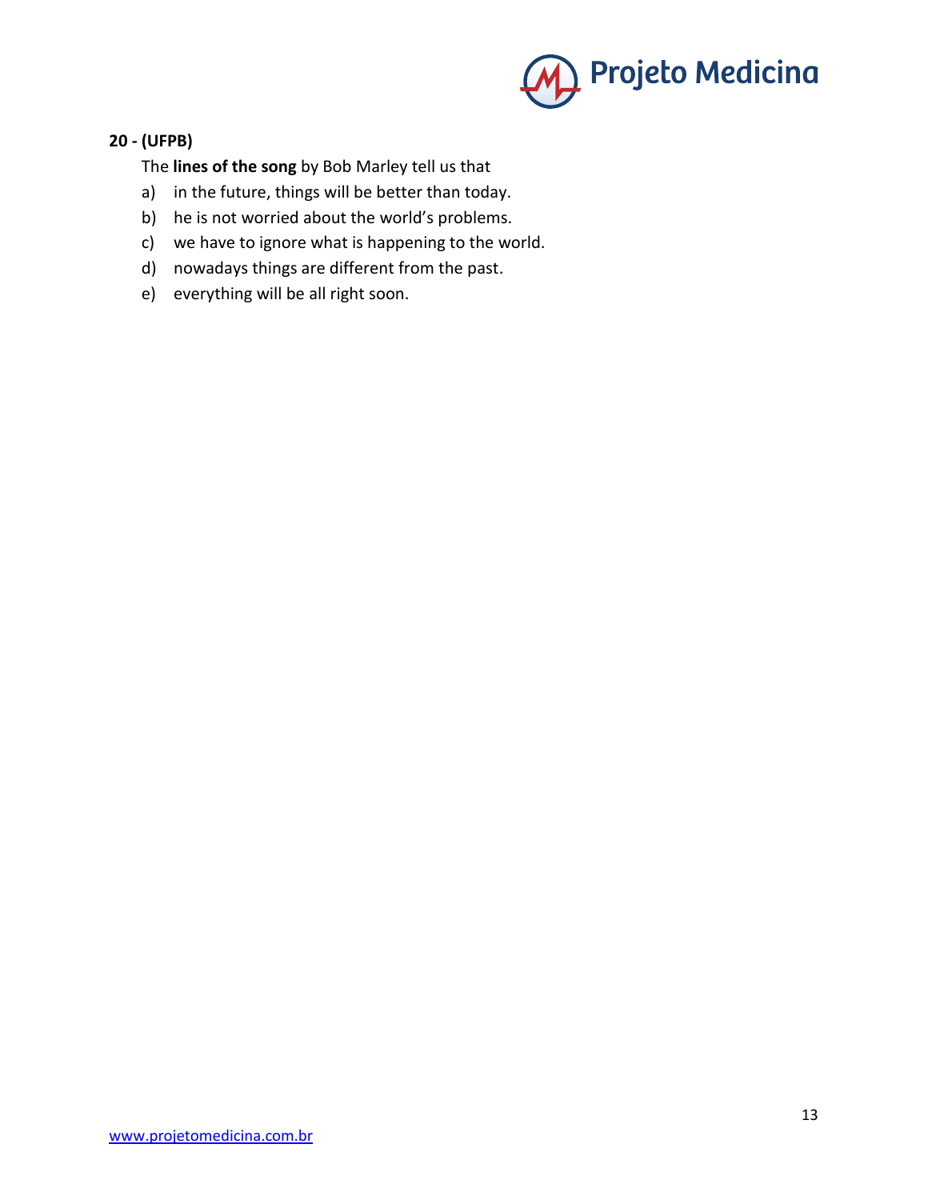**20 - (UFPB)**

The **lines of the song** by Bob Marley tell us that

a) in the future, things will be better than today.
b) he is not worried about the world's problems.
c) we have to ignore what is happening to the world.
d) nowadays things are different from the past.
e) everything will be all right soon.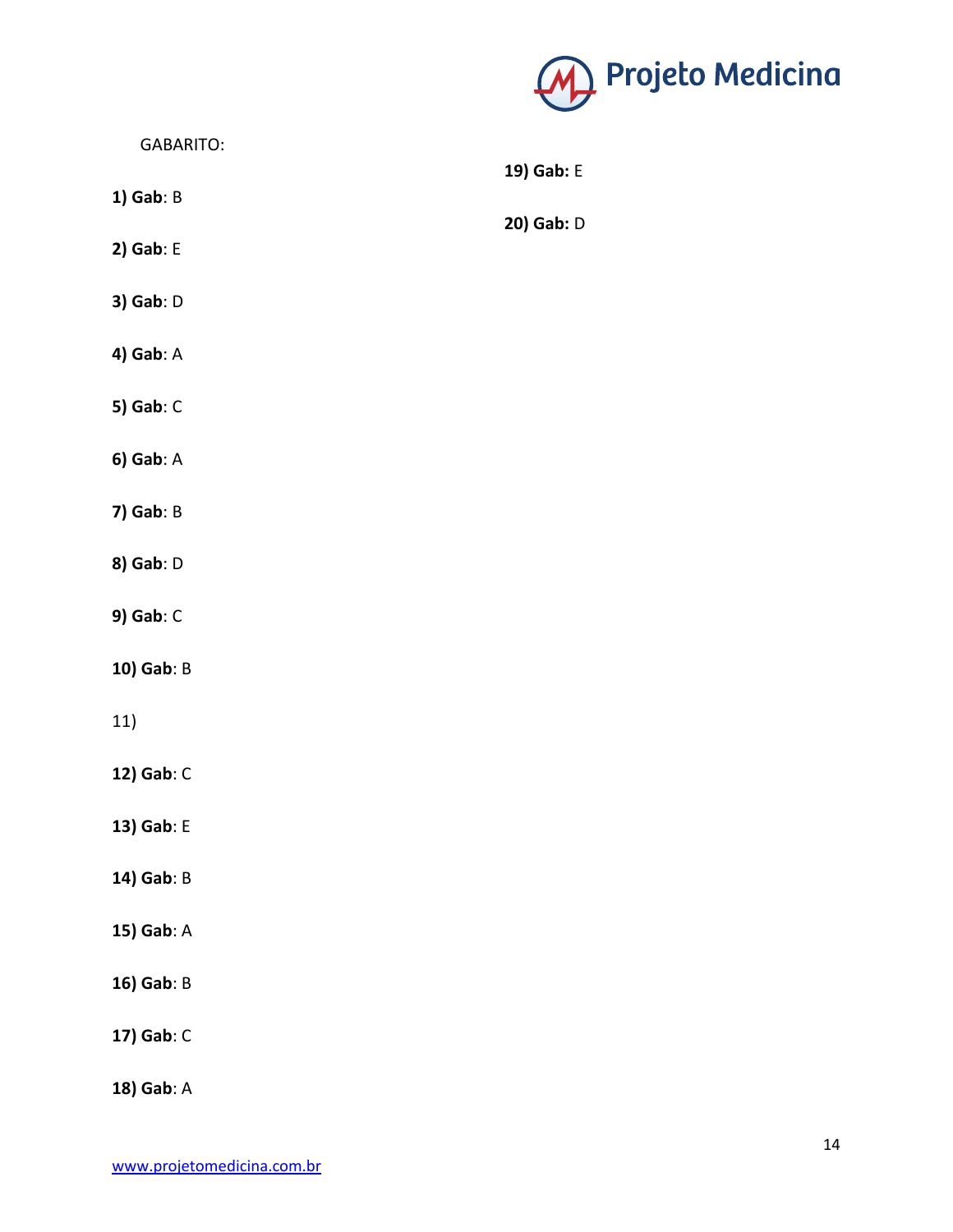GABARITO:

**1) Gab**: B

**2) Gab**: E

**3) Gab**: D

**4) Gab**: A

**5) Gab**: C

**6) Gab**: A

**7) Gab**: B

**8) Gab**: D

**9) Gab**: C

**10) Gab**: B

11)

**12) Gab**: C

**13) Gab**: E

**14) Gab**: B

**15) Gab**: A

**16) Gab**: B

**17) Gab**: C

**18) Gab**: A

**19) Gab:** E

**20) Gab:** D